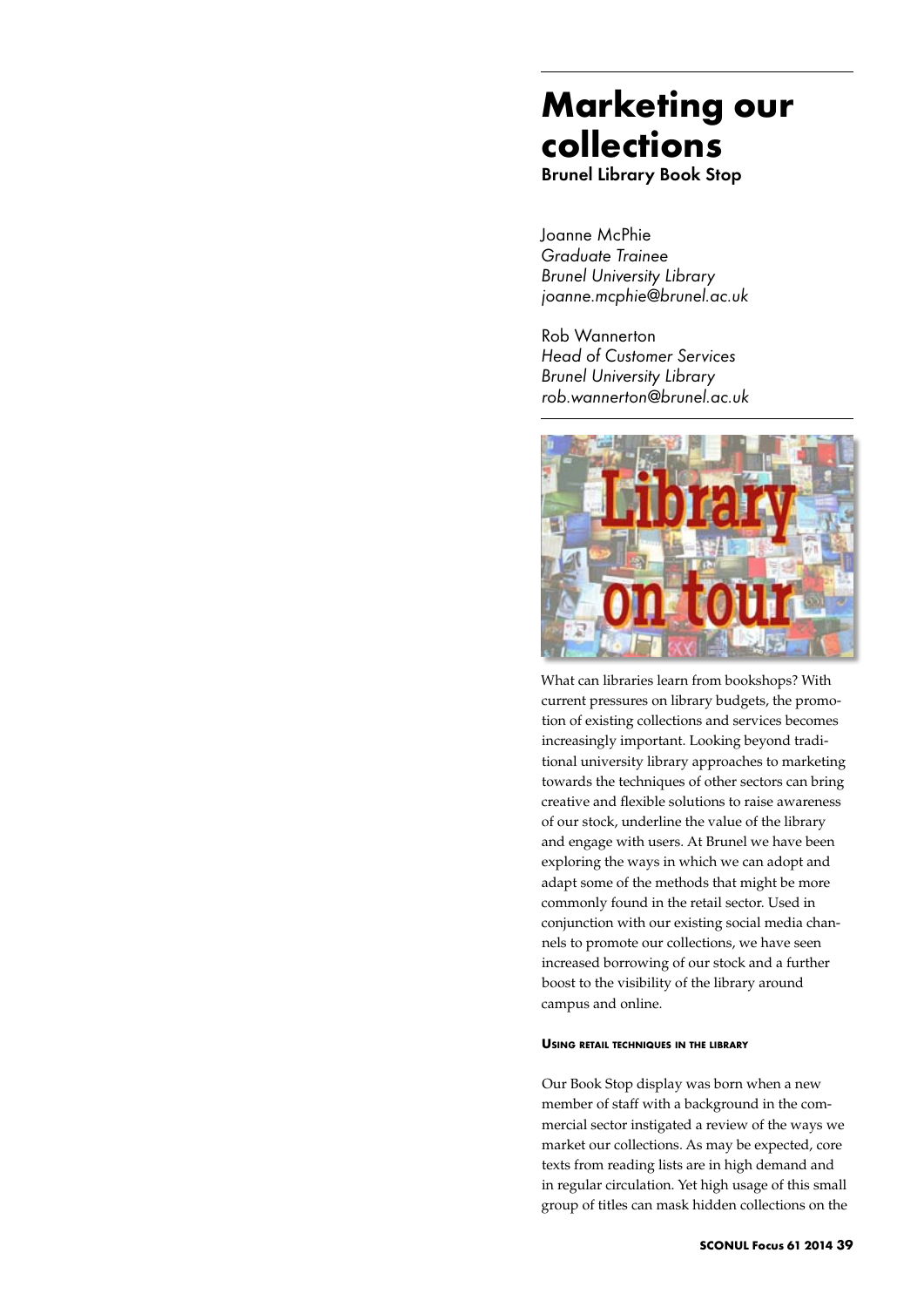# Marketing our collections

## Brunel Library Book Stop

Joanne McPhie
*Graduate Trainee*
*Brunel University Library*
*joanne.mcphie@brunel.ac.uk*

Rob Wannerton
*Head of Customer Services*
*Brunel University Library*
*rob.wannerton@brunel.ac.uk*

What can libraries learn from bookshops? With current pressures on library budgets, the promotion of existing collections and services becomes increasingly important. Looking beyond traditional university library approaches to marketing towards the techniques of other sectors can bring creative and flexible solutions to raise awareness of our stock, underline the value of the library and engage with users. At Brunel we have been exploring the ways in which we can adopt and adapt some of the methods that might be more commonly found in the retail sector. Used in conjunction with our existing social media channels to promote our collections, we have seen increased borrowing of our stock and a further boost to the visibility of the library around campus and online.

### Using retail techniques in the library

Our Book Stop display was born when a new member of staff with a background in the commercial sector instigated a review of the ways we market our collections. As may be expected, core texts from reading lists are in high demand and in regular circulation. Yet high usage of this small group of titles can mask hidden collections on the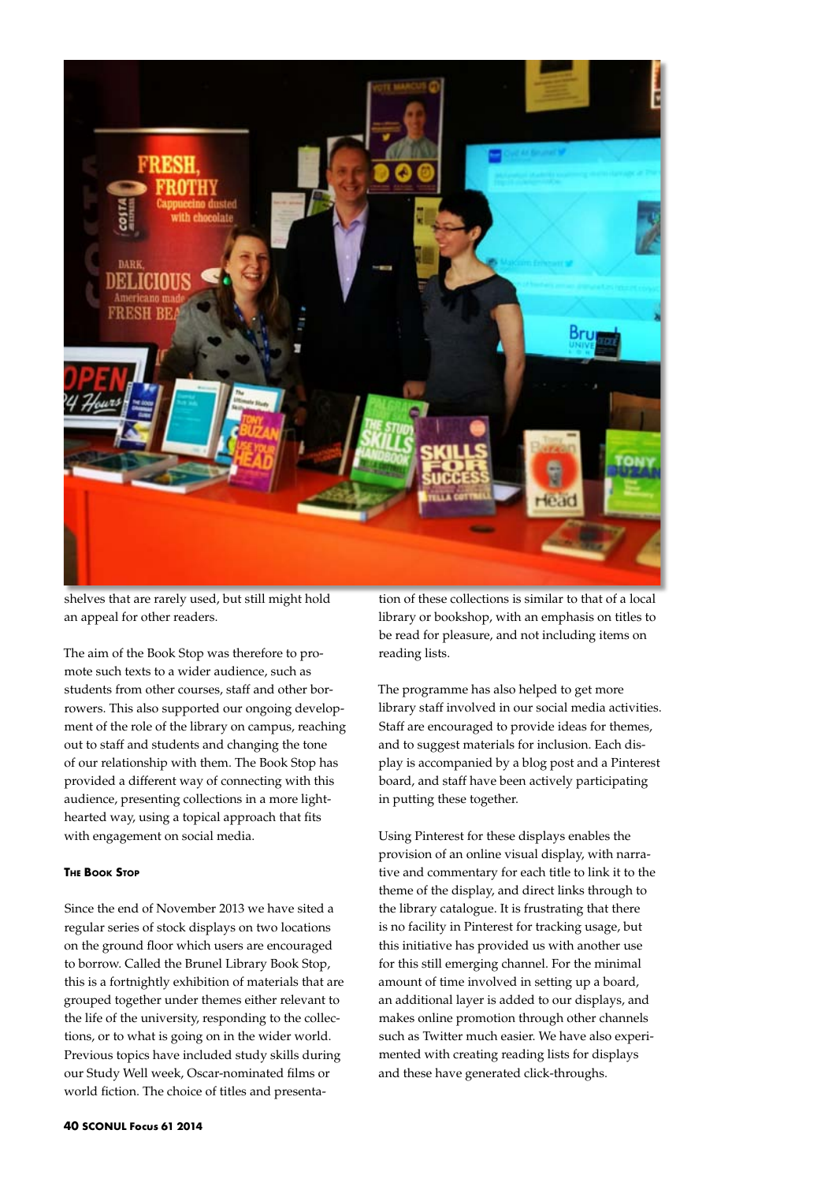shelves that are rarely used, but still might hold an appeal for other readers.

The aim of the Book Stop was therefore to promote such texts to a wider audience, such as students from other courses, staff and other borrowers. This also supported our ongoing development of the role of the library on campus, reaching out to staff and students and changing the tone of our relationship with them. The Book Stop has provided a different way of connecting with this audience, presenting collections in a more light-hearted way, using a topical approach that fits with engagement on social media.

#### The Book Stop

Since the end of November 2013 we have sited a regular series of stock displays on two locations on the ground floor which users are encouraged to borrow. Called the Brunel Library Book Stop, this is a fortnightly exhibition of materials that are grouped together under themes either relevant to the life of the university, responding to the collections, or to what is going on in the wider world. Previous topics have included study skills during our Study Well week, Oscar-nominated films or world fiction. The choice of titles and presentation of these collections is similar to that of a local library or bookshop, with an emphasis on titles to be read for pleasure, and not including items on reading lists.

The programme has also helped to get more library staff involved in our social media activities. Staff are encouraged to provide ideas for themes, and to suggest materials for inclusion. Each display is accompanied by a blog post and a Pinterest board, and staff have been actively participating in putting these together.

Using Pinterest for these displays enables the provision of an online visual display, with narrative and commentary for each title to link it to the theme of the display, and direct links through to the library catalogue. It is frustrating that there is no facility in Pinterest for tracking usage, but this initiative has provided us with another use for this still emerging channel. For the minimal amount of time involved in setting up a board, an additional layer is added to our displays, and makes online promotion through other channels such as Twitter much easier. We have also experimented with creating reading lists for displays and these have generated click-throughs.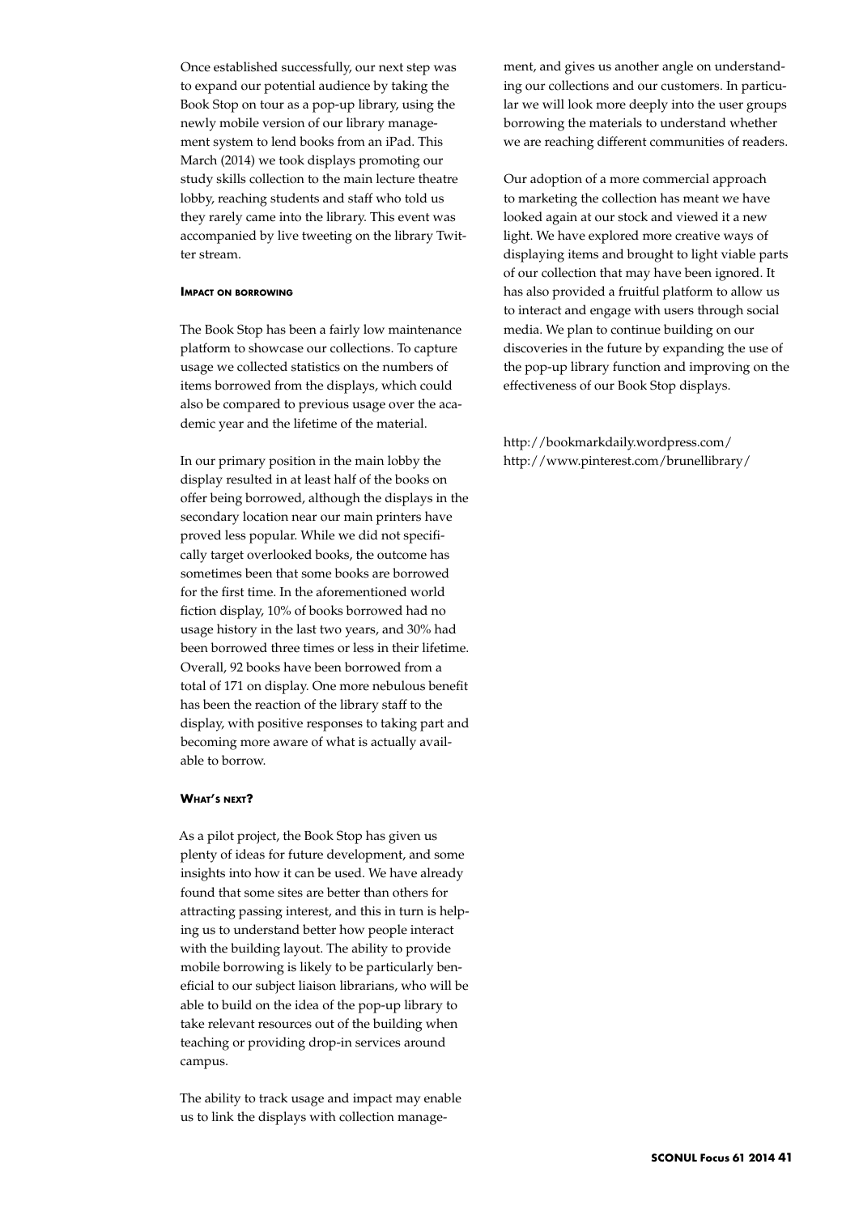Once established successfully, our next step was to expand our potential audience by taking the Book Stop on tour as a pop-up library, using the newly mobile version of our library management system to lend books from an iPad. This March (2014) we took displays promoting our study skills collection to the main lecture theatre lobby, reaching students and staff who told us they rarely came into the library. This event was accompanied by live tweeting on the library Twitter stream.

### Impact on borrowing

The Book Stop has been a fairly low maintenance platform to showcase our collections. To capture usage we collected statistics on the numbers of items borrowed from the displays, which could also be compared to previous usage over the academic year and the lifetime of the material.

In our primary position in the main lobby the display resulted in at least half of the books on offer being borrowed, although the displays in the secondary location near our main printers have proved less popular. While we did not specifically target overlooked books, the outcome has sometimes been that some books are borrowed for the first time. In the aforementioned world fiction display, 10% of books borrowed had no usage history in the last two years, and 30% had been borrowed three times or less in their lifetime. Overall, 92 books have been borrowed from a total of 171 on display. One more nebulous benefit has been the reaction of the library staff to the display, with positive responses to taking part and becoming more aware of what is actually available to borrow.

### What's next?

As a pilot project, the Book Stop has given us plenty of ideas for future development, and some insights into how it can be used. We have already found that some sites are better than others for attracting passing interest, and this in turn is helping us to understand better how people interact with the building layout. The ability to provide mobile borrowing is likely to be particularly beneficial to our subject liaison librarians, who will be able to build on the idea of the pop-up library to take relevant resources out of the building when teaching or providing drop-in services around campus.

The ability to track usage and impact may enable us to link the displays with collection management, and gives us another angle on understanding our collections and our customers. In particular we will look more deeply into the user groups borrowing the materials to understand whether we are reaching different communities of readers.

Our adoption of a more commercial approach to marketing the collection has meant we have looked again at our stock and viewed it a new light. We have explored more creative ways of displaying items and brought to light viable parts of our collection that may have been ignored. It has also provided a fruitful platform to allow us to interact and engage with users through social media. We plan to continue building on our discoveries in the future by expanding the use of the pop-up library function and improving on the effectiveness of our Book Stop displays.

http://bookmarkdaily.wordpress.com/
http://www.pinterest.com/brunellibrary/